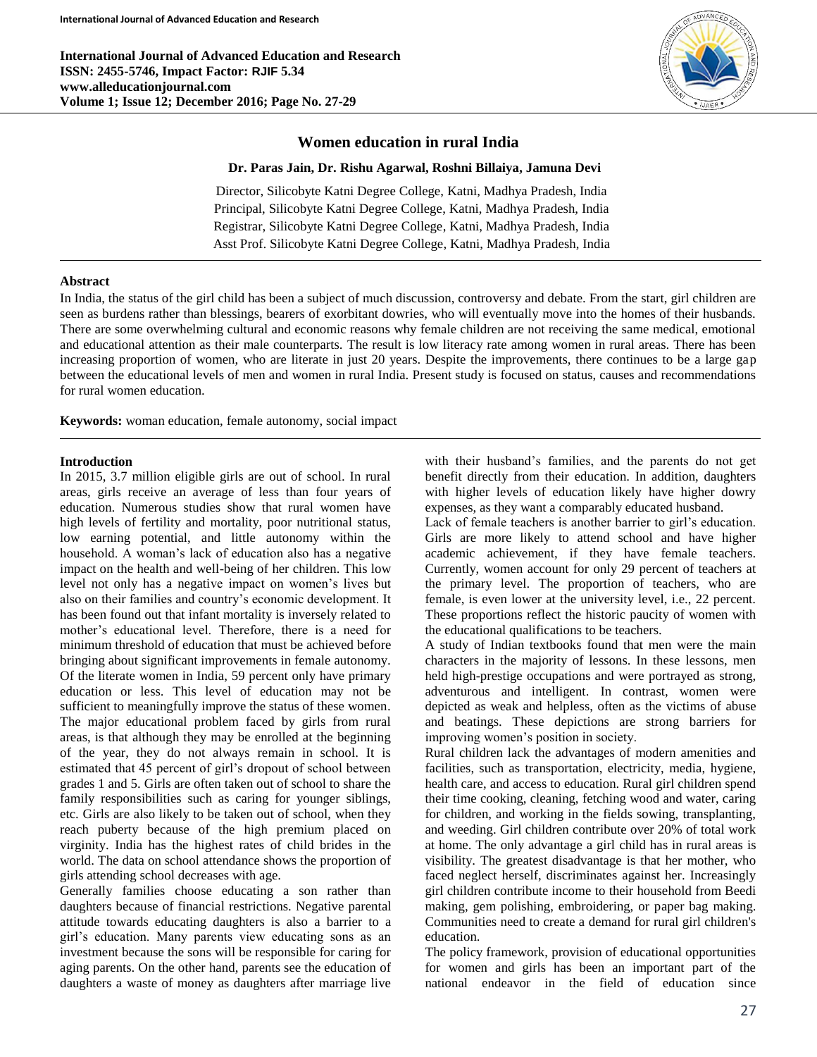# Women education in rural India

**Dr. Paras Jain, Dr. Rishu Agarwal, Roshni Billaiya, Jamuna Devi**

Director, Silicobyte Katni Degree College, Katni, Madhya Pradesh, India
Principal, Silicobyte Katni Degree College, Katni, Madhya Pradesh, India
Registrar, Silicobyte Katni Degree College, Katni, Madhya Pradesh, India
Asst Prof. Silicobyte Katni Degree College, Katni, Madhya Pradesh, India

## Abstract

In India, the status of the girl child has been a subject of much discussion, controversy and debate. From the start, girl children are seen as burdens rather than blessings, bearers of exorbitant dowries, who will eventually move into the homes of their husbands. There are some overwhelming cultural and economic reasons why female children are not receiving the same medical, emotional and educational attention as their male counterparts. The result is low literacy rate among women in rural areas. There has been increasing proportion of women, who are literate in just 20 years. Despite the improvements, there continues to be a large gap between the educational levels of men and women in rural India. Present study is focused on status, causes and recommendations for rural women education.

**Keywords:** woman education, female autonomy, social impact

## Introduction

In 2015, 3.7 million eligible girls are out of school. In rural areas, girls receive an average of less than four years of education. Numerous studies show that rural women have high levels of fertility and mortality, poor nutritional status, low earning potential, and little autonomy within the household. A woman's lack of education also has a negative impact on the health and well-being of her children. This low level not only has a negative impact on women's lives but also on their families and country's economic development. It has been found out that infant mortality is inversely related to mother's educational level. Therefore, there is a need for minimum threshold of education that must be achieved before bringing about significant improvements in female autonomy. Of the literate women in India, 59 percent only have primary education or less. This level of education may not be sufficient to meaningfully improve the status of these women.

The major educational problem faced by girls from rural areas, is that although they may be enrolled at the beginning of the year, they do not always remain in school. It is estimated that 45 percent of girl's dropout of school between grades 1 and 5. Girls are often taken out of school to share the family responsibilities such as caring for younger siblings, etc. Girls are also likely to be taken out of school, when they reach puberty because of the high premium placed on virginity. India has the highest rates of child brides in the world. The data on school attendance shows the proportion of girls attending school decreases with age.

Generally families choose educating a son rather than daughters because of financial restrictions. Negative parental attitude towards educating daughters is also a barrier to a girl's education. Many parents view educating sons as an investment because the sons will be responsible for caring for aging parents. On the other hand, parents see the education of daughters a waste of money as daughters after marriage live with their husband's families, and the parents do not get benefit directly from their education. In addition, daughters with higher levels of education likely have higher dowry expenses, as they want a comparably educated husband.

Lack of female teachers is another barrier to girl's education. Girls are more likely to attend school and have higher academic achievement, if they have female teachers. Currently, women account for only 29 percent of teachers at the primary level. The proportion of teachers, who are female, is even lower at the university level, i.e., 22 percent. These proportions reflect the historic paucity of women with the educational qualifications to be teachers.

A study of Indian textbooks found that men were the main characters in the majority of lessons. In these lessons, men held high-prestige occupations and were portrayed as strong, adventurous and intelligent. In contrast, women were depicted as weak and helpless, often as the victims of abuse and beatings. These depictions are strong barriers for improving women's position in society.

Rural children lack the advantages of modern amenities and facilities, such as transportation, electricity, media, hygiene, health care, and access to education. Rural girl children spend their time cooking, cleaning, fetching wood and water, caring for children, and working in the fields sowing, transplanting, and weeding. Girl children contribute over 20% of total work at home. The only advantage a girl child has in rural areas is visibility. The greatest disadvantage is that her mother, who faced neglect herself, discriminates against her. Increasingly girl children contribute income to their household from Beedi making, gem polishing, embroidering, or paper bag making. Communities need to create a demand for rural girl children's education.

The policy framework, provision of educational opportunities for women and girls has been an important part of the national endeavor in the field of education since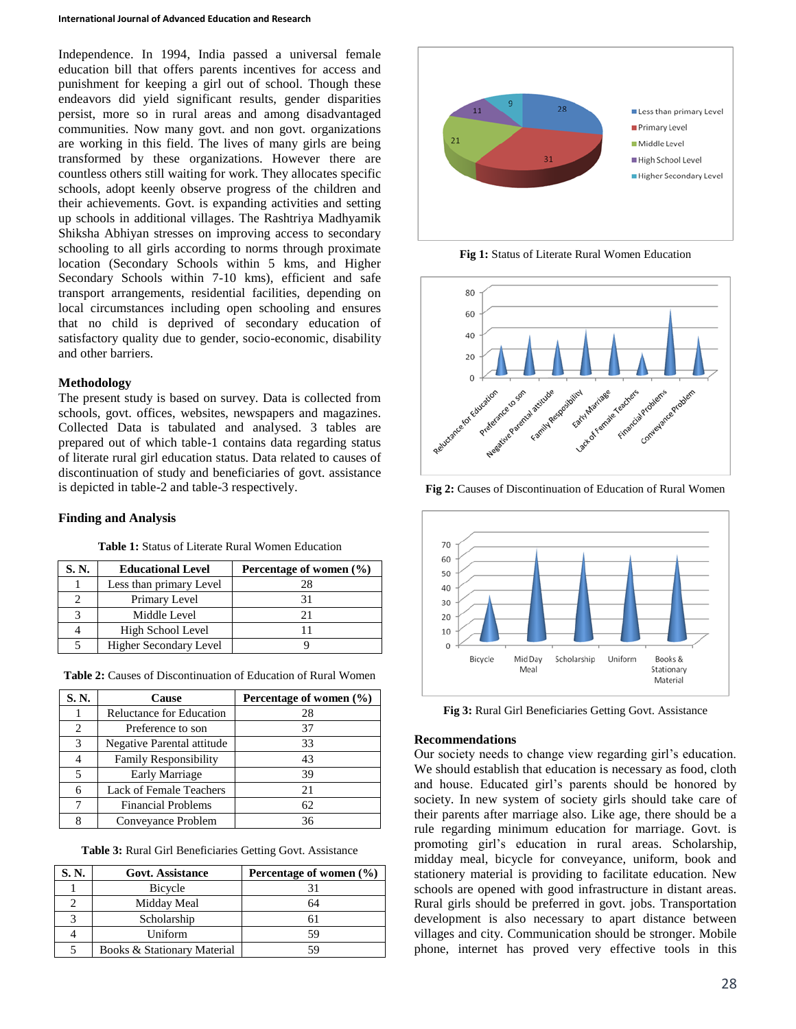Independence. In 1994, India passed a universal female education bill that offers parents incentives for access and punishment for keeping a girl out of school. Though these endeavors did yield significant results, gender disparities persist, more so in rural areas and among disadvantaged communities. Now many govt. and non govt. organizations are working in this field. The lives of many girls are being transformed by these organizations. However there are countless others still waiting for work. They allocates specific schools, adopt keenly observe progress of the children and their achievements. Govt. is expanding activities and setting up schools in additional villages. The Rashtriya Madhyamik Shiksha Abhiyan stresses on improving access to secondary schooling to all girls according to norms through proximate location (Secondary Schools within 5 kms, and Higher Secondary Schools within 7-10 kms), efficient and safe transport arrangements, residential facilities, depending on local circumstances including open schooling and ensures that no child is deprived of secondary education of satisfactory quality due to gender, socio-economic, disability and other barriers.

### Methodology

The present study is based on survey. Data is collected from schools, govt. offices, websites, newspapers and magazines. Collected Data is tabulated and analysed. 3 tables are prepared out of which table-1 contains data regarding status of literate rural girl education status. Data related to causes of discontinuation of study and beneficiaries of govt. assistance is depicted in table-2 and table-3 respectively.

### Finding and Analysis

**Table 1:** Status of Literate Rural Women Education

| S. N. | Educational Level | Percentage of women (%) |
|---|---|---|
| 1 | Less than primary Level | 28 |
| 2 | Primary Level | 31 |
| 3 | Middle Level | 21 |
| 4 | High School Level | 11 |
| 5 | Higher Secondary Level | 9 |

**Table 2:** Causes of Discontinuation of Education of Rural Women

| S. N. | Cause | Percentage of women (%) |
|---|---|---|
| 1 | Reluctance for Education | 28 |
| 2 | Preference to son | 37 |
| 3 | Negative Parental attitude | 33 |
| 4 | Family Responsibility | 43 |
| 5 | Early Marriage | 39 |
| 6 | Lack of Female Teachers | 21 |
| 7 | Financial Problems | 62 |
| 8 | Conveyance Problem | 36 |

**Table 3:** Rural Girl Beneficiaries Getting Govt. Assistance

| S. N. | Govt. Assistance | Percentage of women (%) |
|---|---|---|
| 1 | Bicycle | 31 |
| 2 | Midday Meal | 64 |
| 3 | Scholarship | 61 |
| 4 | Uniform | 59 |
| 5 | Books & Stationary Material | 59 |

**Fig 1:** Status of Literate Rural Women Education

**Fig 2:** Causes of Discontinuation of Education of Rural Women

**Fig 3:** Rural Girl Beneficiaries Getting Govt. Assistance

### Recommendations

Our society needs to change view regarding girl's education. We should establish that education is necessary as food, cloth and house. Educated girl's parents should be honored by society. In new system of society girls should take care of their parents after marriage also. Like age, there should be a rule regarding minimum education for marriage. Govt. is promoting girl's education in rural areas. Scholarship, midday meal, bicycle for conveyance, uniform, book and stationery material is providing to facilitate education. New schools are opened with good infrastructure in distant areas. Rural girls should be preferred in govt. jobs. Transportation development is also necessary to apart distance between villages and city. Communication should be stronger. Mobile phone, internet has proved very effective tools in this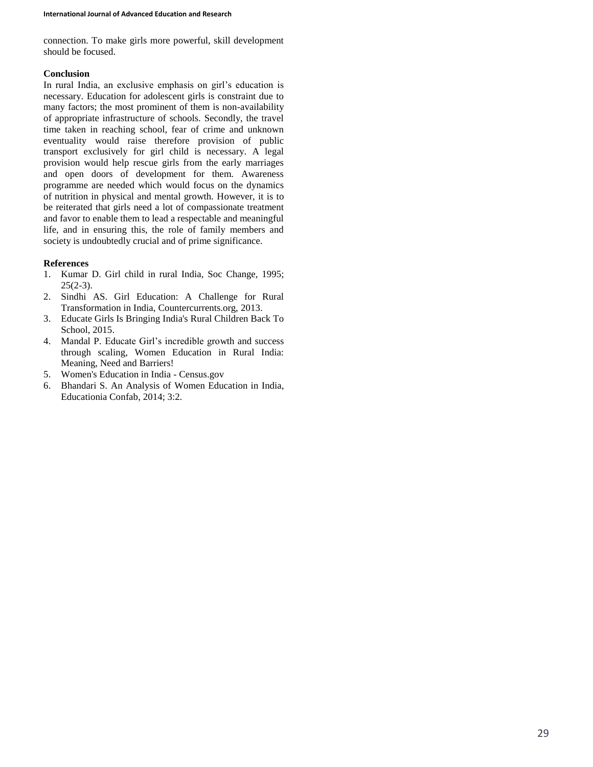connection. To make girls more powerful, skill development should be focused.

**Conclusion**

In rural India, an exclusive emphasis on girl's education is necessary. Education for adolescent girls is constraint due to many factors; the most prominent of them is non-availability of appropriate infrastructure of schools. Secondly, the travel time taken in reaching school, fear of crime and unknown eventuality would raise therefore provision of public transport exclusively for girl child is necessary. A legal provision would help rescue girls from the early marriages and open doors of development for them. Awareness programme are needed which would focus on the dynamics of nutrition in physical and mental growth. However, it is to be reiterated that girls need a lot of compassionate treatment and favor to enable them to lead a respectable and meaningful life, and in ensuring this, the role of family members and society is undoubtedly crucial and of prime significance.

**References**

1. Kumar D. Girl child in rural India, Soc Change, 1995; 25(2-3).
2. Sindhi AS. Girl Education: A Challenge for Rural Transformation in India, Countercurrents.org, 2013.
3. Educate Girls Is Bringing India's Rural Children Back To School, 2015.
4. Mandal P. Educate Girl's incredible growth and success through scaling, Women Education in Rural India: Meaning, Need and Barriers!
5. Women's Education in India - Census.gov
6. Bhandari S. An Analysis of Women Education in India, Educationia Confab, 2014; 3:2.